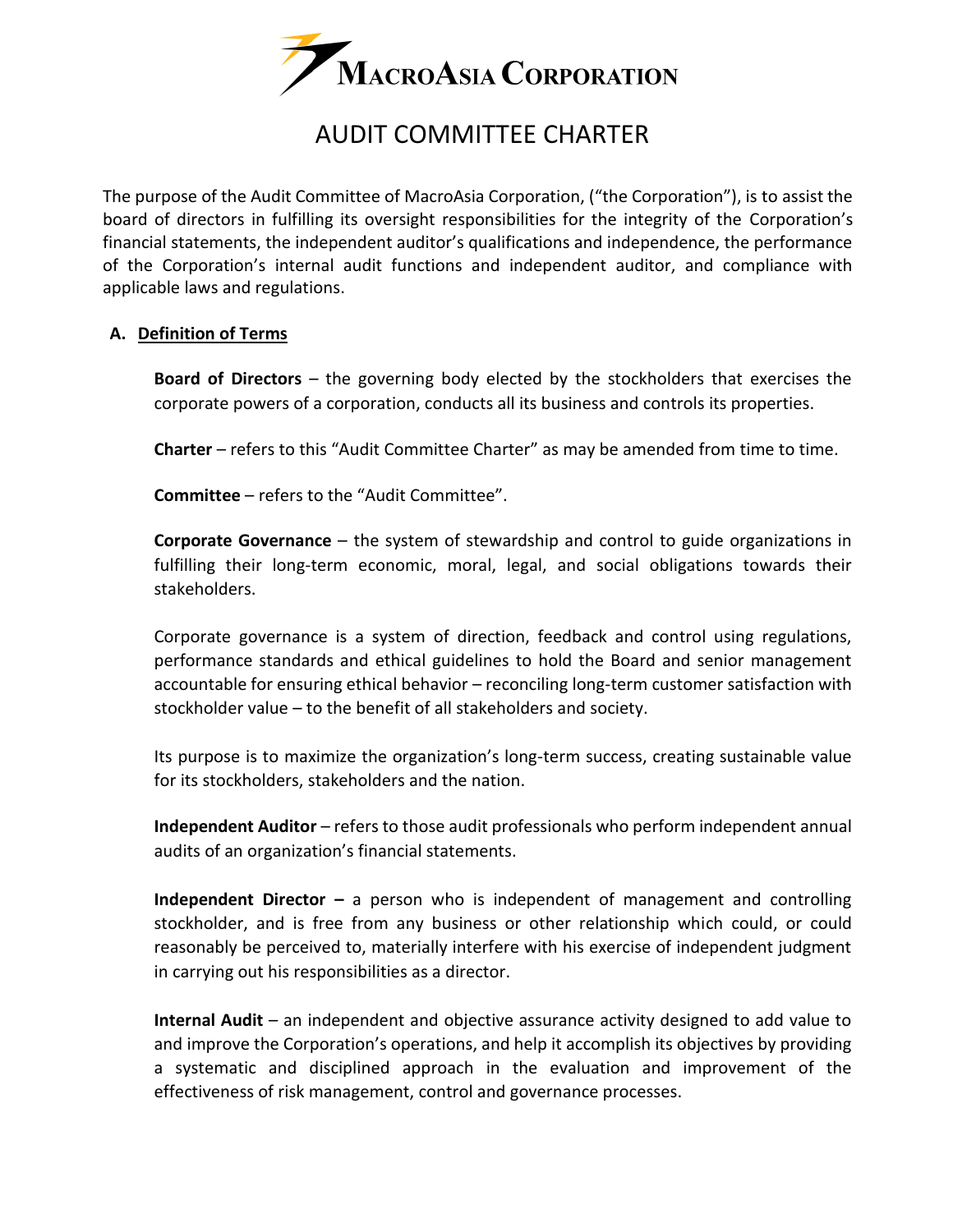# MacroAsia Corporation

# AUDIT COMMITTEE CHARTER

The purpose of the Audit Committee of MacroAsia Corporation, ("the Corporation"), is to assist the board of directors in fulfilling its oversight responsibilities for the integrity of the Corporation's financial statements, the independent auditor's qualifications and independence, the performance of the Corporation's internal audit functions and independent auditor, and compliance with applicable laws and regulations.

## A. Definition of Terms

**Board of Directors** – the governing body elected by the stockholders that exercises the corporate powers of a corporation, conducts all its business and controls its properties.

**Charter** – refers to this "Audit Committee Charter" as may be amended from time to time.

**Committee** – refers to the "Audit Committee".

**Corporate Governance** – the system of stewardship and control to guide organizations in fulfilling their long-term economic, moral, legal, and social obligations towards their stakeholders.

Corporate governance is a system of direction, feedback and control using regulations, performance standards and ethical guidelines to hold the Board and senior management accountable for ensuring ethical behavior – reconciling long-term customer satisfaction with stockholder value – to the benefit of all stakeholders and society.

Its purpose is to maximize the organization's long-term success, creating sustainable value for its stockholders, stakeholders and the nation.

**Independent Auditor** – refers to those audit professionals who perform independent annual audits of an organization's financial statements.

**Independent Director –** a person who is independent of management and controlling stockholder, and is free from any business or other relationship which could, or could reasonably be perceived to, materially interfere with his exercise of independent judgment in carrying out his responsibilities as a director.

**Internal Audit** – an independent and objective assurance activity designed to add value to and improve the Corporation's operations, and help it accomplish its objectives by providing a systematic and disciplined approach in the evaluation and improvement of the effectiveness of risk management, control and governance processes.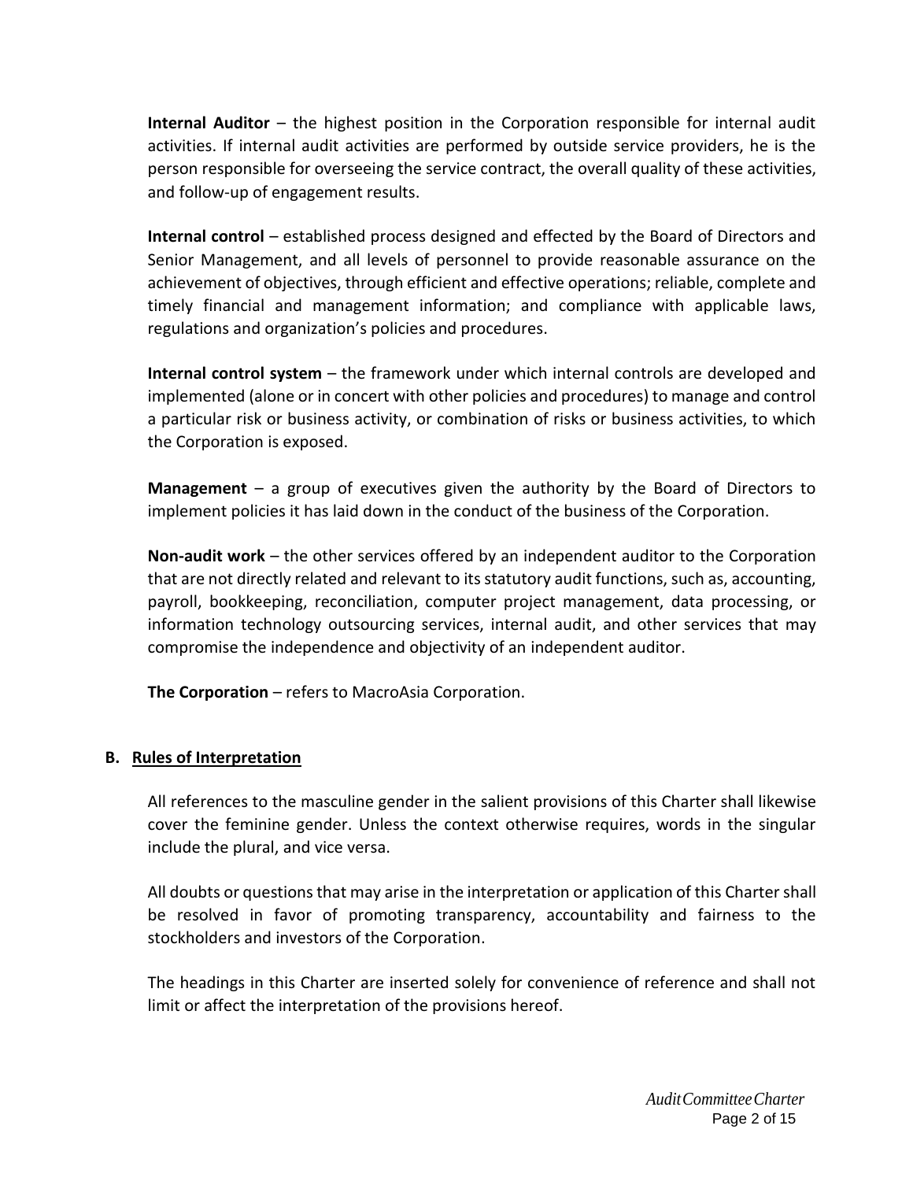**Internal Auditor** – the highest position in the Corporation responsible for internal audit activities. If internal audit activities are performed by outside service providers, he is the person responsible for overseeing the service contract, the overall quality of these activities, and follow-up of engagement results.

**Internal control** – established process designed and effected by the Board of Directors and Senior Management, and all levels of personnel to provide reasonable assurance on the achievement of objectives, through efficient and effective operations; reliable, complete and timely financial and management information; and compliance with applicable laws, regulations and organization's policies and procedures.

**Internal control system** – the framework under which internal controls are developed and implemented (alone or in concert with other policies and procedures) to manage and control a particular risk or business activity, or combination of risks or business activities, to which the Corporation is exposed.

**Management** – a group of executives given the authority by the Board of Directors to implement policies it has laid down in the conduct of the business of the Corporation.

**Non-audit work** – the other services offered by an independent auditor to the Corporation that are not directly related and relevant to its statutory audit functions, such as, accounting, payroll, bookkeeping, reconciliation, computer project management, data processing, or information technology outsourcing services, internal audit, and other services that may compromise the independence and objectivity of an independent auditor.

**The Corporation** – refers to MacroAsia Corporation.

### B. Rules of Interpretation

All references to the masculine gender in the salient provisions of this Charter shall likewise cover the feminine gender. Unless the context otherwise requires, words in the singular include the plural, and vice versa.

All doubts or questions that may arise in the interpretation or application of this Charter shall be resolved in favor of promoting transparency, accountability and fairness to the stockholders and investors of the Corporation.

The headings in this Charter are inserted solely for convenience of reference and shall not limit or affect the interpretation of the provisions hereof.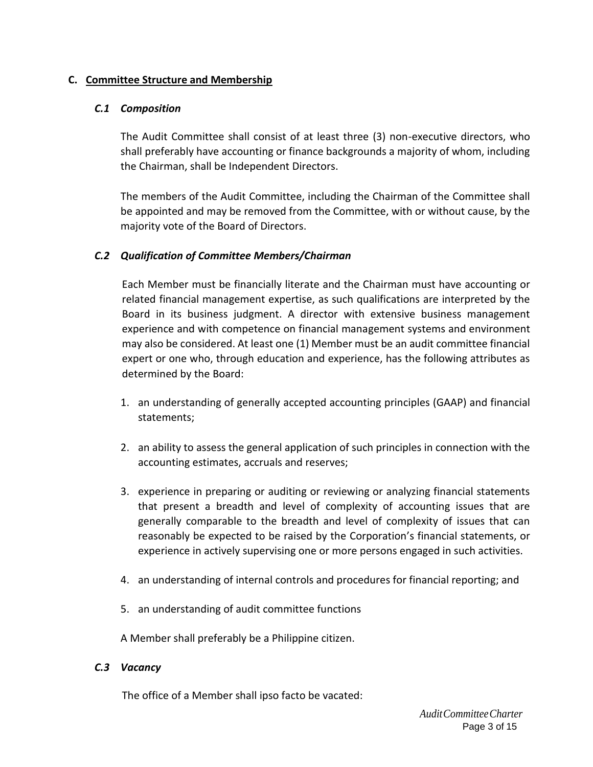## C. Committee Structure and Membership

### *C.1 Composition*

The Audit Committee shall consist of at least three (3) non-executive directors, who shall preferably have accounting or finance backgrounds a majority of whom, including the Chairman, shall be Independent Directors.

The members of the Audit Committee, including the Chairman of the Committee shall be appointed and may be removed from the Committee, with or without cause, by the majority vote of the Board of Directors.

### *C.2 Qualification of Committee Members/Chairman*

Each Member must be financially literate and the Chairman must have accounting or related financial management expertise, as such qualifications are interpreted by the Board in its business judgment. A director with extensive business management experience and with competence on financial management systems and environment may also be considered. At least one (1) Member must be an audit committee financial expert or one who, through education and experience, has the following attributes as determined by the Board:

1. an understanding of generally accepted accounting principles (GAAP) and financial statements;

2. an ability to assess the general application of such principles in connection with the accounting estimates, accruals and reserves;

3. experience in preparing or auditing or reviewing or analyzing financial statements that present a breadth and level of complexity of accounting issues that are generally comparable to the breadth and level of complexity of issues that can reasonably be expected to be raised by the Corporation's financial statements, or experience in actively supervising one or more persons engaged in such activities.

4. an understanding of internal controls and procedures for financial reporting; and

5. an understanding of audit committee functions

A Member shall preferably be a Philippine citizen.

### *C.3 Vacancy*

The office of a Member shall ipso facto be vacated: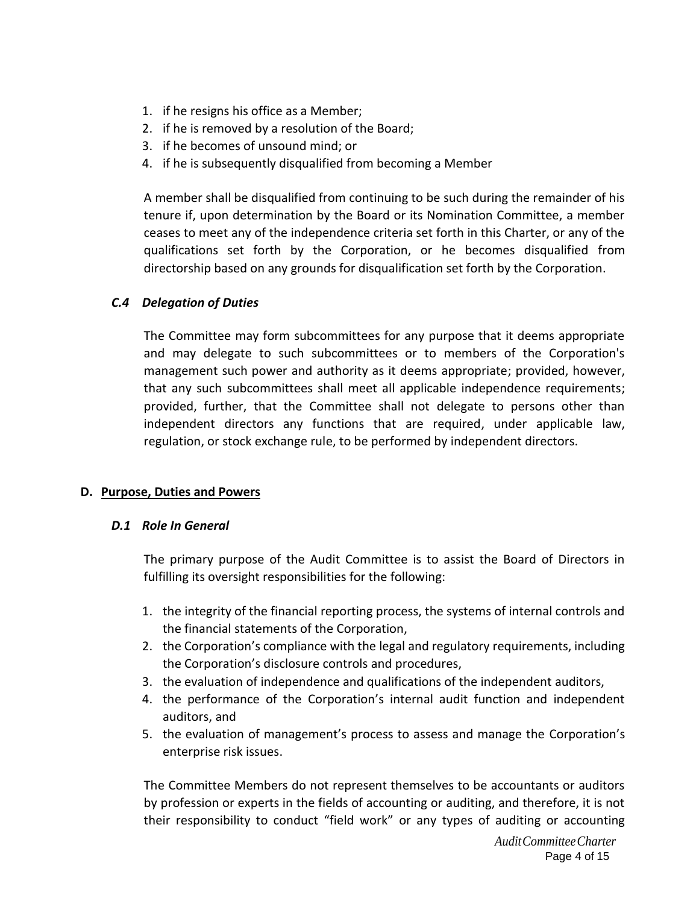1. if he resigns his office as a Member;
2. if he is removed by a resolution of the Board;
3. if he becomes of unsound mind; or
4. if he is subsequently disqualified from becoming a Member

A member shall be disqualified from continuing to be such during the remainder of his tenure if, upon determination by the Board or its Nomination Committee, a member ceases to meet any of the independence criteria set forth in this Charter, or any of the qualifications set forth by the Corporation, or he becomes disqualified from directorship based on any grounds for disqualification set forth by the Corporation.

### *C.4 Delegation of Duties*

The Committee may form subcommittees for any purpose that it deems appropriate and may delegate to such subcommittees or to members of the Corporation's management such power and authority as it deems appropriate; provided, however, that any such subcommittees shall meet all applicable independence requirements; provided, further, that the Committee shall not delegate to persons other than independent directors any functions that are required, under applicable law, regulation, or stock exchange rule, to be performed by independent directors.

## D. <u>Purpose, Duties and Powers</u>

### *D.1 Role In General*

The primary purpose of the Audit Committee is to assist the Board of Directors in fulfilling its oversight responsibilities for the following:

1. the integrity of the financial reporting process, the systems of internal controls and the financial statements of the Corporation,
2. the Corporation's compliance with the legal and regulatory requirements, including the Corporation's disclosure controls and procedures,
3. the evaluation of independence and qualifications of the independent auditors,
4. the performance of the Corporation's internal audit function and independent auditors, and
5. the evaluation of management's process to assess and manage the Corporation's enterprise risk issues.

The Committee Members do not represent themselves to be accountants or auditors by profession or experts in the fields of accounting or auditing, and therefore, it is not their responsibility to conduct "field work" or any types of auditing or accounting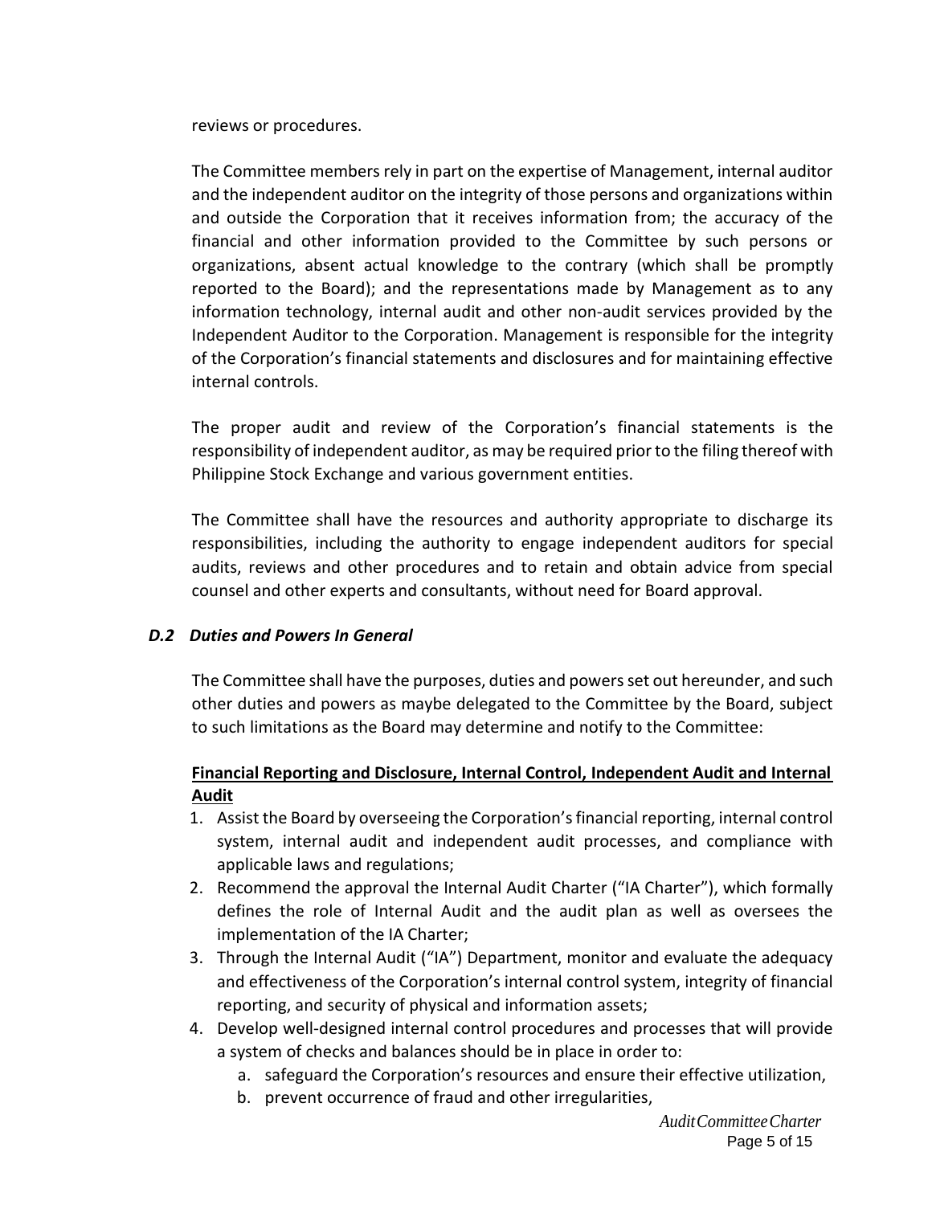reviews or procedures.

The Committee members rely in part on the expertise of Management, internal auditor and the independent auditor on the integrity of those persons and organizations within and outside the Corporation that it receives information from; the accuracy of the financial and other information provided to the Committee by such persons or organizations, absent actual knowledge to the contrary (which shall be promptly reported to the Board); and the representations made by Management as to any information technology, internal audit and other non-audit services provided by the Independent Auditor to the Corporation. Management is responsible for the integrity of the Corporation's financial statements and disclosures and for maintaining effective internal controls.

The proper audit and review of the Corporation's financial statements is the responsibility of independent auditor, as may be required prior to the filing thereof with Philippine Stock Exchange and various government entities.

The Committee shall have the resources and authority appropriate to discharge its responsibilities, including the authority to engage independent auditors for special audits, reviews and other procedures and to retain and obtain advice from special counsel and other experts and consultants, without need for Board approval.

### *D.2 Duties and Powers In General*

The Committee shall have the purposes, duties and powers set out hereunder, and such other duties and powers as maybe delegated to the Committee by the Board, subject to such limitations as the Board may determine and notify to the Committee:

**Financial Reporting and Disclosure, Internal Control, Independent Audit and Internal Audit**

1. Assist the Board by overseeing the Corporation's financial reporting, internal control system, internal audit and independent audit processes, and compliance with applicable laws and regulations;
2. Recommend the approval the Internal Audit Charter ("IA Charter"), which formally defines the role of Internal Audit and the audit plan as well as oversees the implementation of the IA Charter;
3. Through the Internal Audit ("IA") Department, monitor and evaluate the adequacy and effectiveness of the Corporation's internal control system, integrity of financial reporting, and security of physical and information assets;
4. Develop well-designed internal control procedures and processes that will provide a system of checks and balances should be in place in order to:
   a. safeguard the Corporation's resources and ensure their effective utilization,
   b. prevent occurrence of fraud and other irregularities,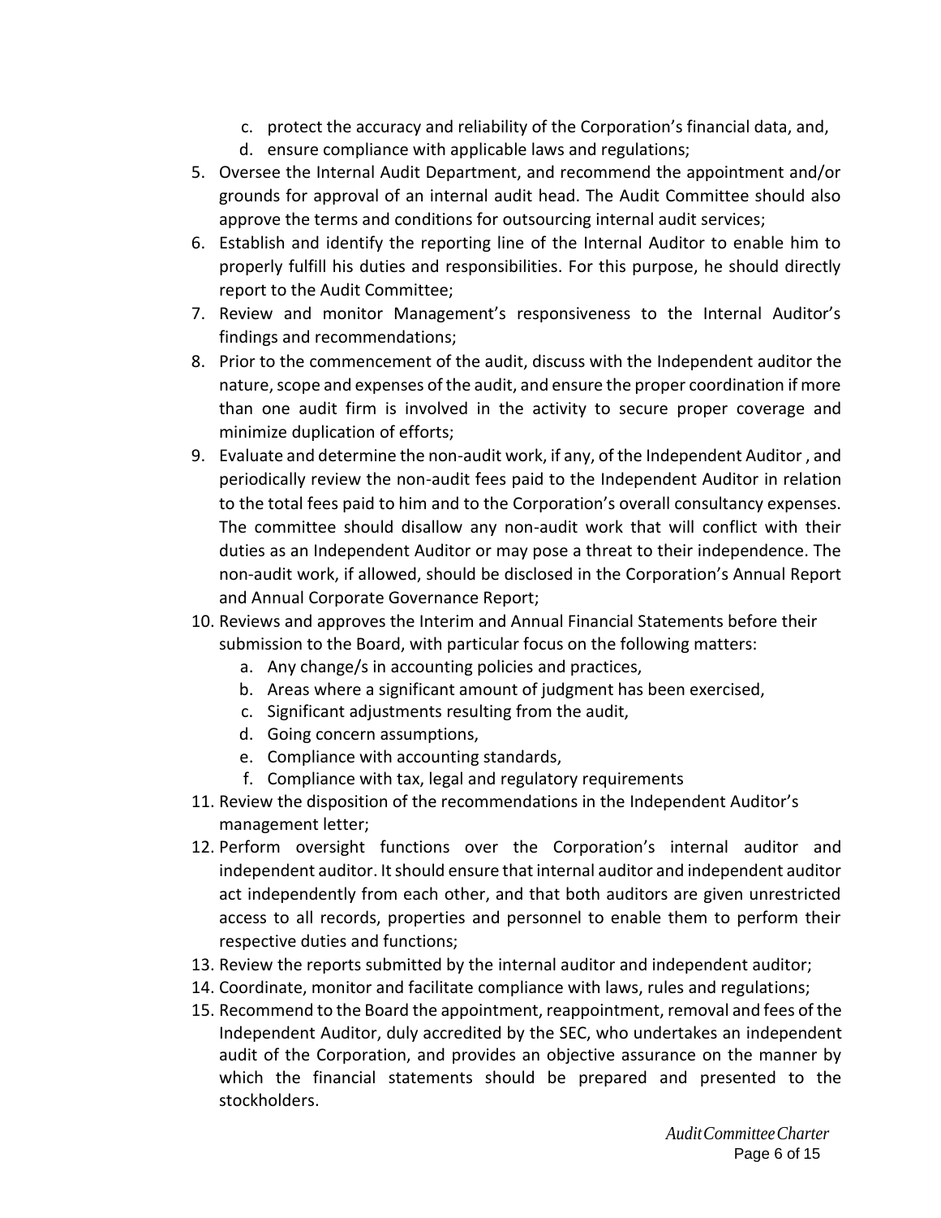c. protect the accuracy and reliability of the Corporation's financial data, and,
   d. ensure compliance with applicable laws and regulations;

5. Oversee the Internal Audit Department, and recommend the appointment and/or grounds for approval of an internal audit head. The Audit Committee should also approve the terms and conditions for outsourcing internal audit services;
6. Establish and identify the reporting line of the Internal Auditor to enable him to properly fulfill his duties and responsibilities. For this purpose, he should directly report to the Audit Committee;
7. Review and monitor Management's responsiveness to the Internal Auditor's findings and recommendations;
8. Prior to the commencement of the audit, discuss with the Independent auditor the nature, scope and expenses of the audit, and ensure the proper coordination if more than one audit firm is involved in the activity to secure proper coverage and minimize duplication of efforts;
9. Evaluate and determine the non-audit work, if any, of the Independent Auditor , and periodically review the non-audit fees paid to the Independent Auditor in relation to the total fees paid to him and to the Corporation's overall consultancy expenses. The committee should disallow any non-audit work that will conflict with their duties as an Independent Auditor or may pose a threat to their independence. The non-audit work, if allowed, should be disclosed in the Corporation's Annual Report and Annual Corporate Governance Report;
10. Reviews and approves the Interim and Annual Financial Statements before their submission to the Board, with particular focus on the following matters:
    a. Any change/s in accounting policies and practices,
    b. Areas where a significant amount of judgment has been exercised,
    c. Significant adjustments resulting from the audit,
    d. Going concern assumptions,
    e. Compliance with accounting standards,
    f. Compliance with tax, legal and regulatory requirements
11. Review the disposition of the recommendations in the Independent Auditor's management letter;
12. Perform oversight functions over the Corporation's internal auditor and independent auditor. It should ensure that internal auditor and independent auditor act independently from each other, and that both auditors are given unrestricted access to all records, properties and personnel to enable them to perform their respective duties and functions;
13. Review the reports submitted by the internal auditor and independent auditor;
14. Coordinate, monitor and facilitate compliance with laws, rules and regulations;
15. Recommend to the Board the appointment, reappointment, removal and fees of the Independent Auditor, duly accredited by the SEC, who undertakes an independent audit of the Corporation, and provides an objective assurance on the manner by which the financial statements should be prepared and presented to the stockholders.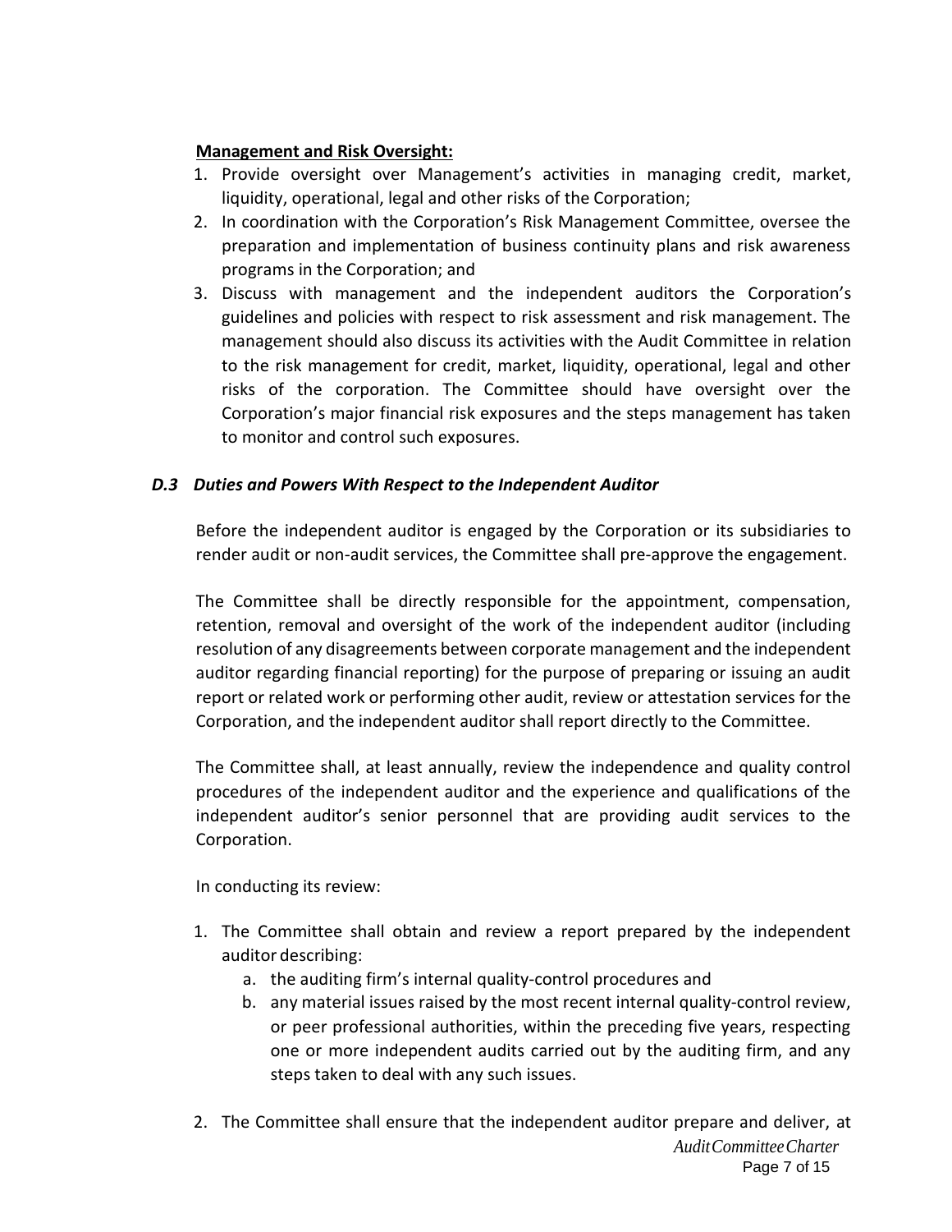**Management and Risk Oversight:**

1. Provide oversight over Management's activities in managing credit, market, liquidity, operational, legal and other risks of the Corporation;
2. In coordination with the Corporation's Risk Management Committee, oversee the preparation and implementation of business continuity plans and risk awareness programs in the Corporation; and
3. Discuss with management and the independent auditors the Corporation's guidelines and policies with respect to risk assessment and risk management. The management should also discuss its activities with the Audit Committee in relation to the risk management for credit, market, liquidity, operational, legal and other risks of the corporation. The Committee should have oversight over the Corporation's major financial risk exposures and the steps management has taken to monitor and control such exposures.

### *D.3 Duties and Powers With Respect to the Independent Auditor*

Before the independent auditor is engaged by the Corporation or its subsidiaries to render audit or non-audit services, the Committee shall pre-approve the engagement.

The Committee shall be directly responsible for the appointment, compensation, retention, removal and oversight of the work of the independent auditor (including resolution of any disagreements between corporate management and the independent auditor regarding financial reporting) for the purpose of preparing or issuing an audit report or related work or performing other audit, review or attestation services for the Corporation, and the independent auditor shall report directly to the Committee.

The Committee shall, at least annually, review the independence and quality control procedures of the independent auditor and the experience and qualifications of the independent auditor's senior personnel that are providing audit services to the Corporation.

In conducting its review:

1. The Committee shall obtain and review a report prepared by the independent auditor describing:
   a. the auditing firm's internal quality-control procedures and
   b. any material issues raised by the most recent internal quality-control review, or peer professional authorities, within the preceding five years, respecting one or more independent audits carried out by the auditing firm, and any steps taken to deal with any such issues.
2. The Committee shall ensure that the independent auditor prepare and deliver, at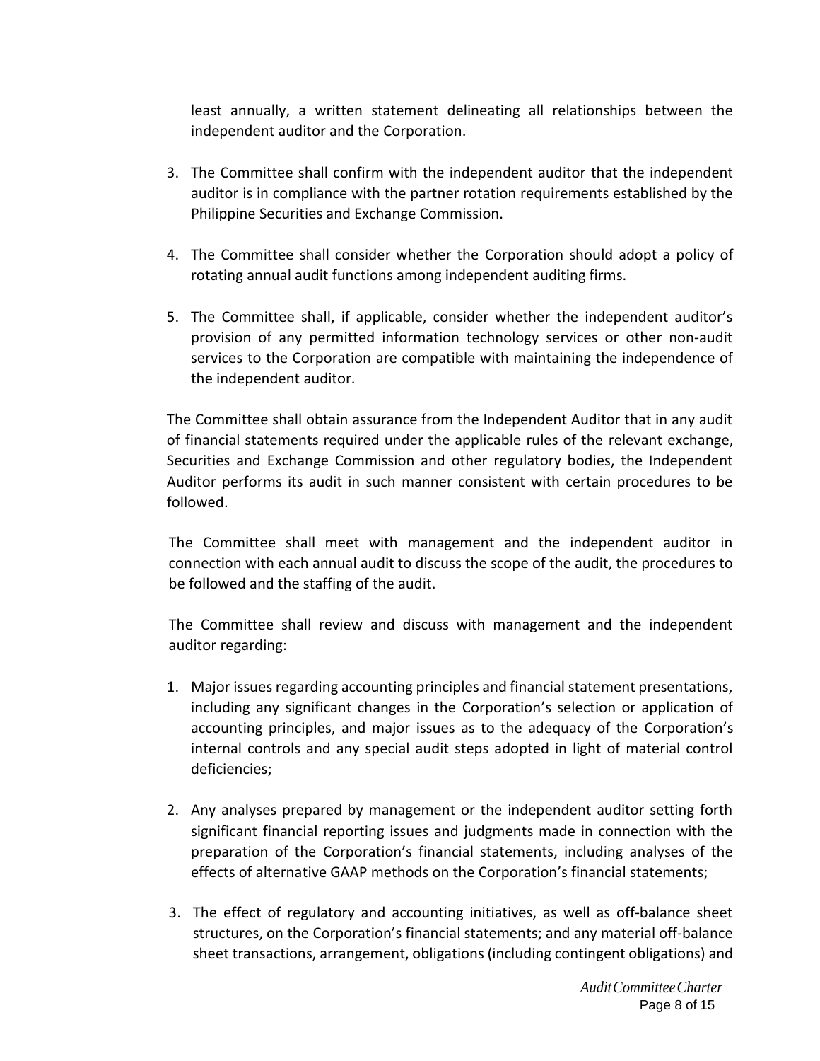least annually, a written statement delineating all relationships between the independent auditor and the Corporation.

3. The Committee shall confirm with the independent auditor that the independent auditor is in compliance with the partner rotation requirements established by the Philippine Securities and Exchange Commission.

4. The Committee shall consider whether the Corporation should adopt a policy of rotating annual audit functions among independent auditing firms.

5. The Committee shall, if applicable, consider whether the independent auditor's provision of any permitted information technology services or other non-audit services to the Corporation are compatible with maintaining the independence of the independent auditor.

The Committee shall obtain assurance from the Independent Auditor that in any audit of financial statements required under the applicable rules of the relevant exchange, Securities and Exchange Commission and other regulatory bodies, the Independent Auditor performs its audit in such manner consistent with certain procedures to be followed.

The Committee shall meet with management and the independent auditor in connection with each annual audit to discuss the scope of the audit, the procedures to be followed and the staffing of the audit.

The Committee shall review and discuss with management and the independent auditor regarding:

1. Major issues regarding accounting principles and financial statement presentations, including any significant changes in the Corporation's selection or application of accounting principles, and major issues as to the adequacy of the Corporation's internal controls and any special audit steps adopted in light of material control deficiencies;

2. Any analyses prepared by management or the independent auditor setting forth significant financial reporting issues and judgments made in connection with the preparation of the Corporation's financial statements, including analyses of the effects of alternative GAAP methods on the Corporation's financial statements;

3. The effect of regulatory and accounting initiatives, as well as off-balance sheet structures, on the Corporation's financial statements; and any material off-balance sheet transactions, arrangement, obligations (including contingent obligations) and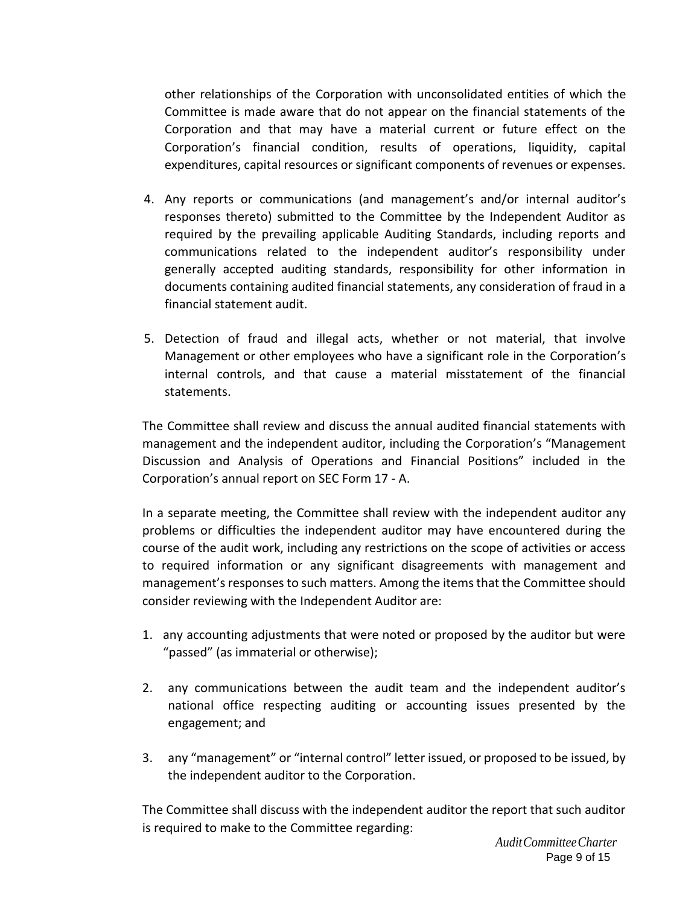other relationships of the Corporation with unconsolidated entities of which the Committee is made aware that do not appear on the financial statements of the Corporation and that may have a material current or future effect on the Corporation's financial condition, results of operations, liquidity, capital expenditures, capital resources or significant components of revenues or expenses.

4. Any reports or communications (and management's and/or internal auditor's responses thereto) submitted to the Committee by the Independent Auditor as required by the prevailing applicable Auditing Standards, including reports and communications related to the independent auditor's responsibility under generally accepted auditing standards, responsibility for other information in documents containing audited financial statements, any consideration of fraud in a financial statement audit.

5. Detection of fraud and illegal acts, whether or not material, that involve Management or other employees who have a significant role in the Corporation's internal controls, and that cause a material misstatement of the financial statements.

The Committee shall review and discuss the annual audited financial statements with management and the independent auditor, including the Corporation's "Management Discussion and Analysis of Operations and Financial Positions" included in the Corporation's annual report on SEC Form 17 - A.

In a separate meeting, the Committee shall review with the independent auditor any problems or difficulties the independent auditor may have encountered during the course of the audit work, including any restrictions on the scope of activities or access to required information or any significant disagreements with management and management's responses to such matters. Among the items that the Committee should consider reviewing with the Independent Auditor are:

1. any accounting adjustments that were noted or proposed by the auditor but were "passed" (as immaterial or otherwise);

2. any communications between the audit team and the independent auditor's national office respecting auditing or accounting issues presented by the engagement; and

3. any "management" or "internal control" letter issued, or proposed to be issued, by the independent auditor to the Corporation.

The Committee shall discuss with the independent auditor the report that such auditor is required to make to the Committee regarding: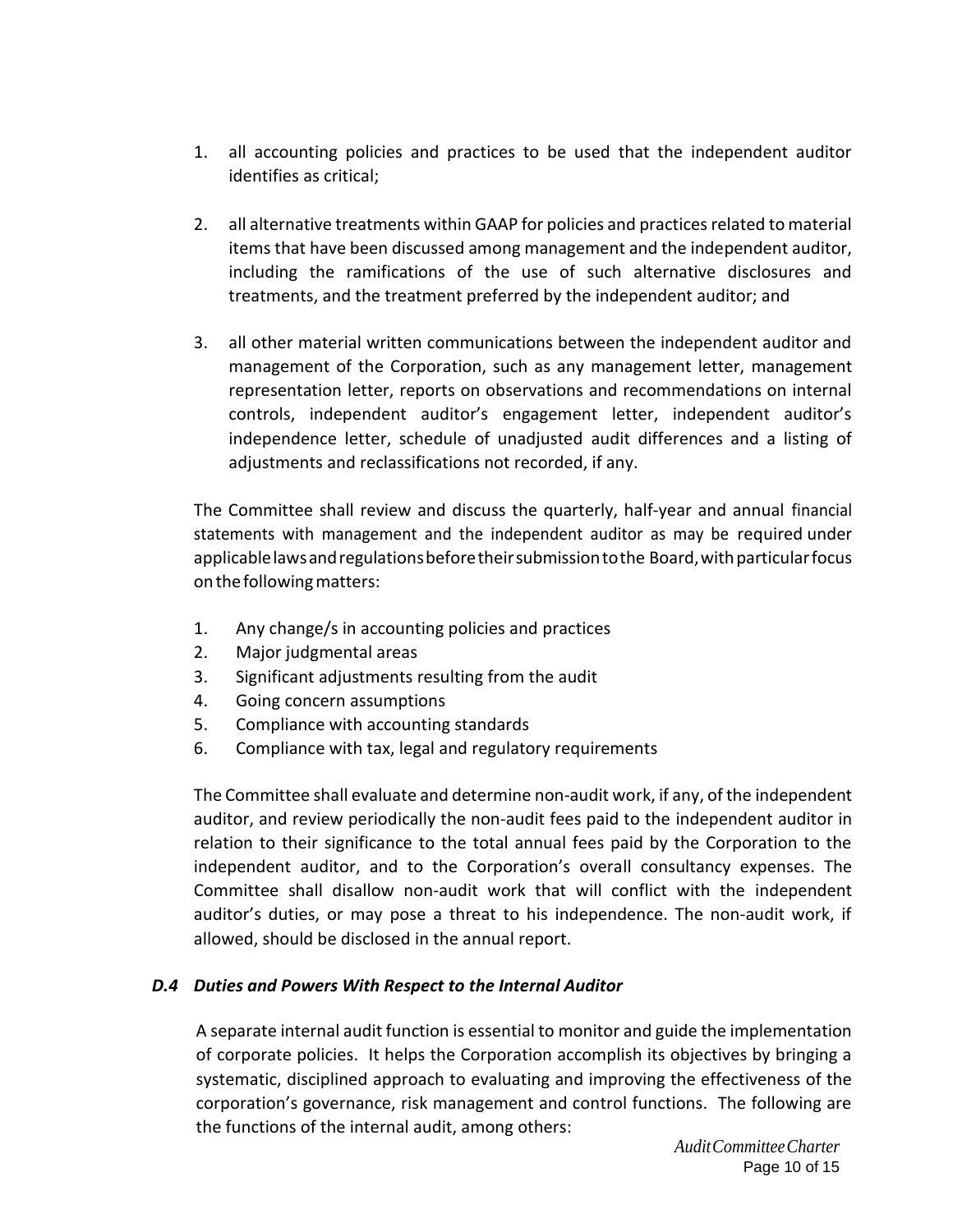1. all accounting policies and practices to be used that the independent auditor identifies as critical;

2. all alternative treatments within GAAP for policies and practices related to material items that have been discussed among management and the independent auditor, including the ramifications of the use of such alternative disclosures and treatments, and the treatment preferred by the independent auditor; and

3. all other material written communications between the independent auditor and management of the Corporation, such as any management letter, management representation letter, reports on observations and recommendations on internal controls, independent auditor's engagement letter, independent auditor's independence letter, schedule of unadjusted audit differences and a listing of adjustments and reclassifications not recorded, if any.

The Committee shall review and discuss the quarterly, half-year and annual financial statements with management and the independent auditor as may be required under applicable laws and regulations before their submission to the Board, with particular focus on the following matters:

1. Any change/s in accounting policies and practices
2. Major judgmental areas
3. Significant adjustments resulting from the audit
4. Going concern assumptions
5. Compliance with accounting standards
6. Compliance with tax, legal and regulatory requirements

The Committee shall evaluate and determine non-audit work, if any, of the independent auditor, and review periodically the non-audit fees paid to the independent auditor in relation to their significance to the total annual fees paid by the Corporation to the independent auditor, and to the Corporation's overall consultancy expenses. The Committee shall disallow non-audit work that will conflict with the independent auditor's duties, or may pose a threat to his independence. The non-audit work, if allowed, should be disclosed in the annual report.

### *D.4 Duties and Powers With Respect to the Internal Auditor*

A separate internal audit function is essential to monitor and guide the implementation of corporate policies. It helps the Corporation accomplish its objectives by bringing a systematic, disciplined approach to evaluating and improving the effectiveness of the corporation's governance, risk management and control functions. The following are the functions of the internal audit, among others: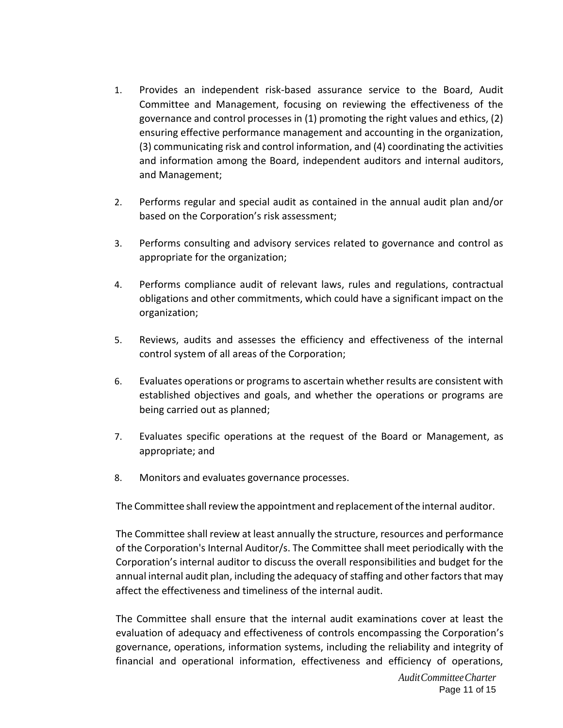1. Provides an independent risk-based assurance service to the Board, Audit Committee and Management, focusing on reviewing the effectiveness of the governance and control processes in (1) promoting the right values and ethics, (2) ensuring effective performance management and accounting in the organization, (3) communicating risk and control information, and (4) coordinating the activities and information among the Board, independent auditors and internal auditors, and Management;

2. Performs regular and special audit as contained in the annual audit plan and/or based on the Corporation's risk assessment;

3. Performs consulting and advisory services related to governance and control as appropriate for the organization;

4. Performs compliance audit of relevant laws, rules and regulations, contractual obligations and other commitments, which could have a significant impact on the organization;

5. Reviews, audits and assesses the efficiency and effectiveness of the internal control system of all areas of the Corporation;

6. Evaluates operations or programs to ascertain whether results are consistent with established objectives and goals, and whether the operations or programs are being carried out as planned;

7. Evaluates specific operations at the request of the Board or Management, as appropriate; and

8. Monitors and evaluates governance processes.

The Committee shall review the appointment and replacement of the internal auditor.

The Committee shall review at least annually the structure, resources and performance of the Corporation's Internal Auditor/s. The Committee shall meet periodically with the Corporation's internal auditor to discuss the overall responsibilities and budget for the annual internal audit plan, including the adequacy of staffing and other factors that may affect the effectiveness and timeliness of the internal audit.

The Committee shall ensure that the internal audit examinations cover at least the evaluation of adequacy and effectiveness of controls encompassing the Corporation's governance, operations, information systems, including the reliability and integrity of financial and operational information, effectiveness and efficiency of operations,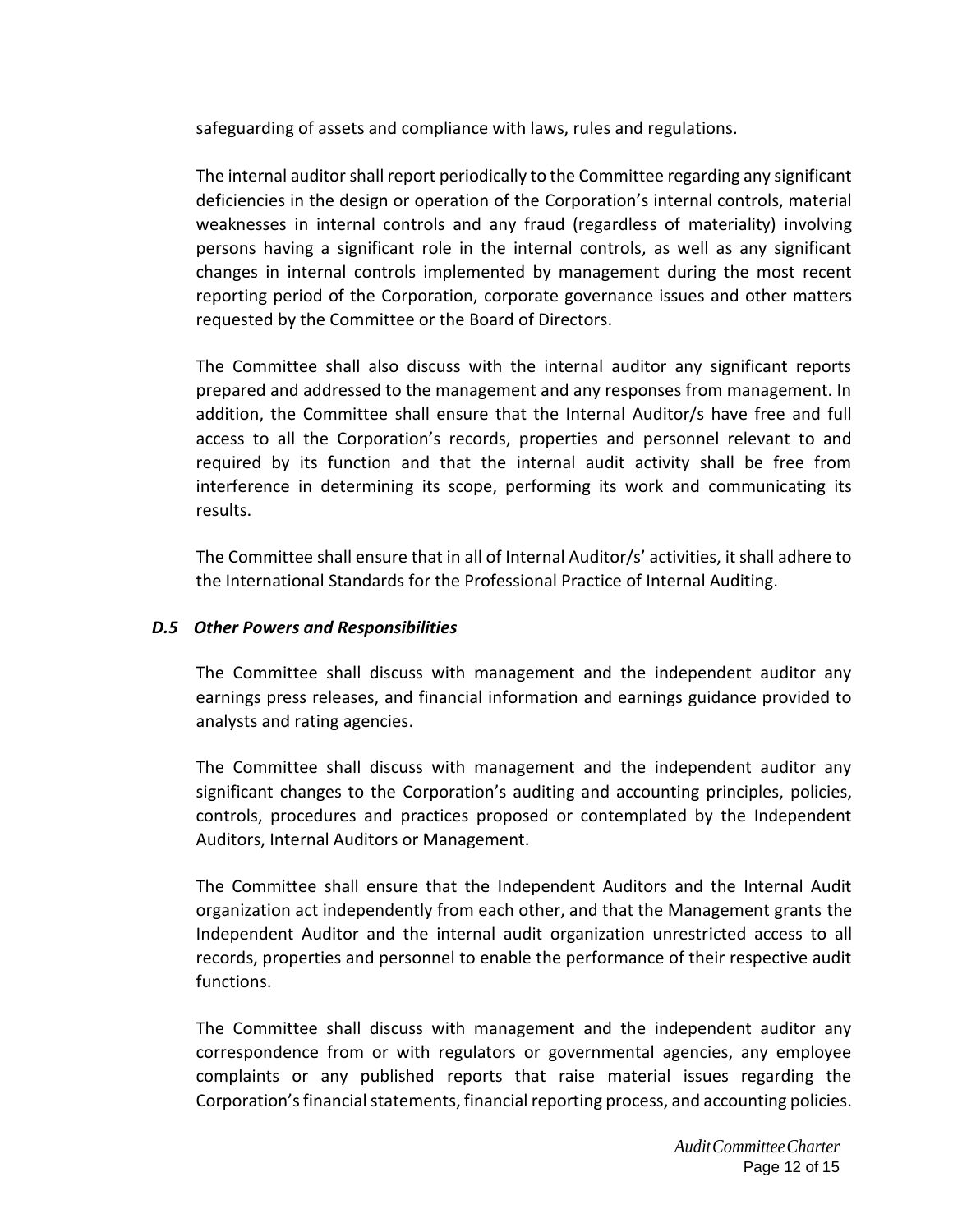safeguarding of assets and compliance with laws, rules and regulations.

The internal auditor shall report periodically to the Committee regarding any significant deficiencies in the design or operation of the Corporation's internal controls, material weaknesses in internal controls and any fraud (regardless of materiality) involving persons having a significant role in the internal controls, as well as any significant changes in internal controls implemented by management during the most recent reporting period of the Corporation, corporate governance issues and other matters requested by the Committee or the Board of Directors.

The Committee shall also discuss with the internal auditor any significant reports prepared and addressed to the management and any responses from management. In addition, the Committee shall ensure that the Internal Auditor/s have free and full access to all the Corporation's records, properties and personnel relevant to and required by its function and that the internal audit activity shall be free from interference in determining its scope, performing its work and communicating its results.

The Committee shall ensure that in all of Internal Auditor/s' activities, it shall adhere to the International Standards for the Professional Practice of Internal Auditing.

### *D.5 Other Powers and Responsibilities*

The Committee shall discuss with management and the independent auditor any earnings press releases, and financial information and earnings guidance provided to analysts and rating agencies.

The Committee shall discuss with management and the independent auditor any significant changes to the Corporation's auditing and accounting principles, policies, controls, procedures and practices proposed or contemplated by the Independent Auditors, Internal Auditors or Management.

The Committee shall ensure that the Independent Auditors and the Internal Audit organization act independently from each other, and that the Management grants the Independent Auditor and the internal audit organization unrestricted access to all records, properties and personnel to enable the performance of their respective audit functions.

The Committee shall discuss with management and the independent auditor any correspondence from or with regulators or governmental agencies, any employee complaints or any published reports that raise material issues regarding the Corporation's financial statements, financial reporting process, and accounting policies.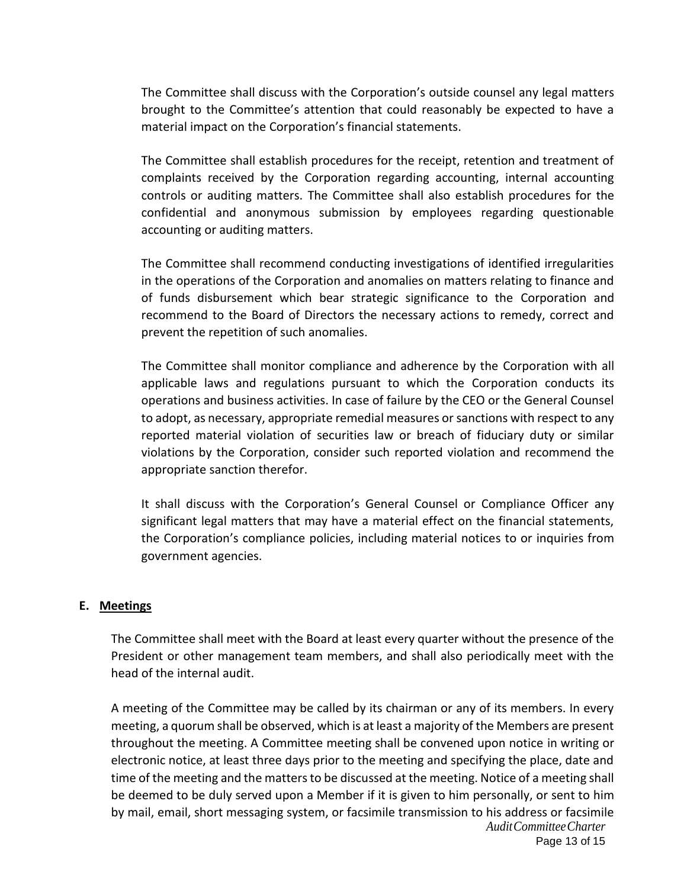The Committee shall discuss with the Corporation's outside counsel any legal matters brought to the Committee's attention that could reasonably be expected to have a material impact on the Corporation's financial statements.

The Committee shall establish procedures for the receipt, retention and treatment of complaints received by the Corporation regarding accounting, internal accounting controls or auditing matters. The Committee shall also establish procedures for the confidential and anonymous submission by employees regarding questionable accounting or auditing matters.

The Committee shall recommend conducting investigations of identified irregularities in the operations of the Corporation and anomalies on matters relating to finance and of funds disbursement which bear strategic significance to the Corporation and recommend to the Board of Directors the necessary actions to remedy, correct and prevent the repetition of such anomalies.

The Committee shall monitor compliance and adherence by the Corporation with all applicable laws and regulations pursuant to which the Corporation conducts its operations and business activities. In case of failure by the CEO or the General Counsel to adopt, as necessary, appropriate remedial measures or sanctions with respect to any reported material violation of securities law or breach of fiduciary duty or similar violations by the Corporation, consider such reported violation and recommend the appropriate sanction therefor.

It shall discuss with the Corporation's General Counsel or Compliance Officer any significant legal matters that may have a material effect on the financial statements, the Corporation's compliance policies, including material notices to or inquiries from government agencies.

## E. Meetings

The Committee shall meet with the Board at least every quarter without the presence of the President or other management team members, and shall also periodically meet with the head of the internal audit.

A meeting of the Committee may be called by its chairman or any of its members. In every meeting, a quorum shall be observed, which is at least a majority of the Members are present throughout the meeting. A Committee meeting shall be convened upon notice in writing or electronic notice, at least three days prior to the meeting and specifying the place, date and time of the meeting and the matters to be discussed at the meeting. Notice of a meeting shall be deemed to be duly served upon a Member if it is given to him personally, or sent to him by mail, email, short messaging system, or facsimile transmission to his address or facsimile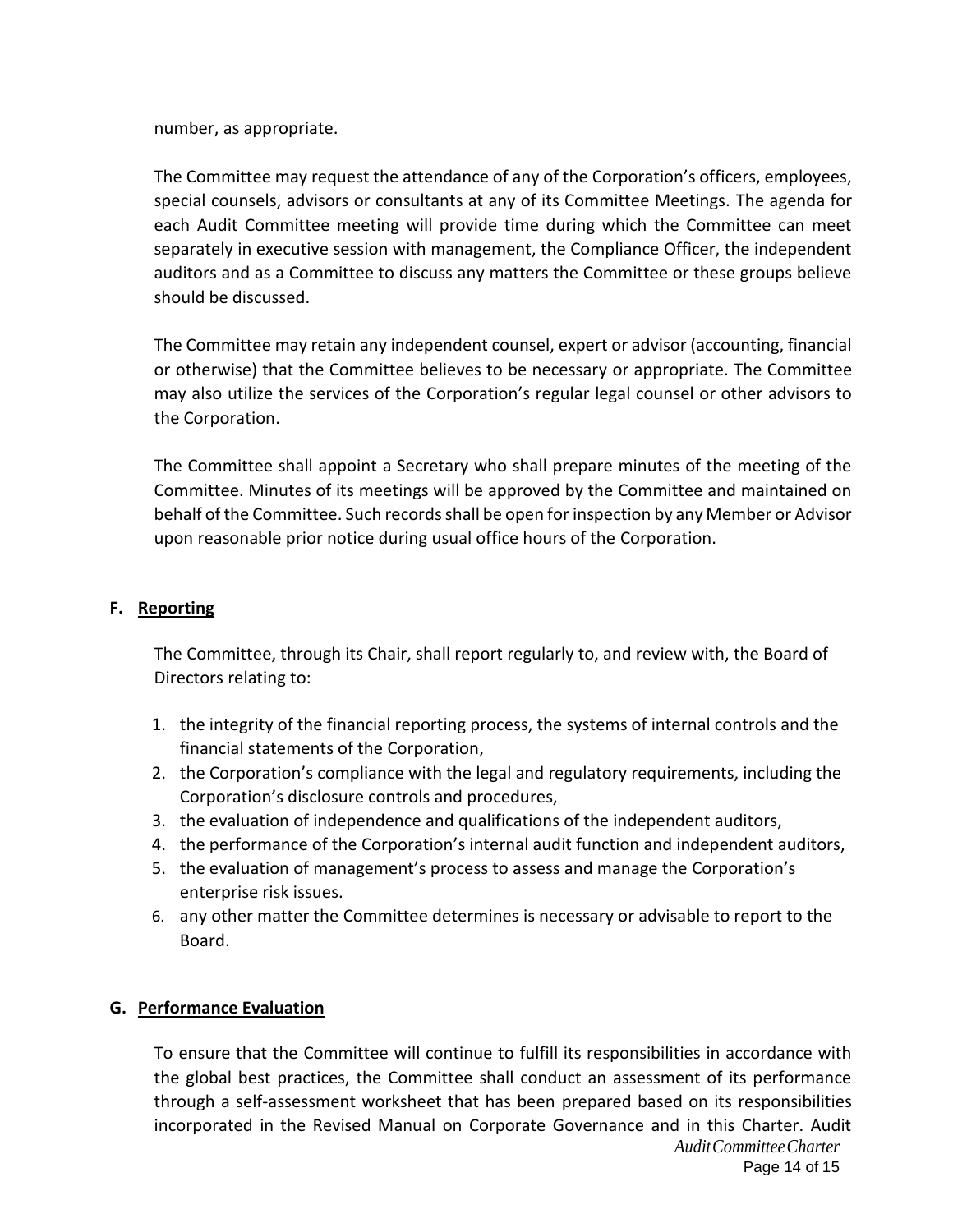number, as appropriate.

The Committee may request the attendance of any of the Corporation's officers, employees, special counsels, advisors or consultants at any of its Committee Meetings. The agenda for each Audit Committee meeting will provide time during which the Committee can meet separately in executive session with management, the Compliance Officer, the independent auditors and as a Committee to discuss any matters the Committee or these groups believe should be discussed.

The Committee may retain any independent counsel, expert or advisor (accounting, financial or otherwise) that the Committee believes to be necessary or appropriate. The Committee may also utilize the services of the Corporation's regular legal counsel or other advisors to the Corporation.

The Committee shall appoint a Secretary who shall prepare minutes of the meeting of the Committee. Minutes of its meetings will be approved by the Committee and maintained on behalf of the Committee. Such records shall be open for inspection by any Member or Advisor upon reasonable prior notice during usual office hours of the Corporation.

### F. Reporting

The Committee, through its Chair, shall report regularly to, and review with, the Board of Directors relating to:

1. the integrity of the financial reporting process, the systems of internal controls and the financial statements of the Corporation,
2. the Corporation's compliance with the legal and regulatory requirements, including the Corporation's disclosure controls and procedures,
3. the evaluation of independence and qualifications of the independent auditors,
4. the performance of the Corporation's internal audit function and independent auditors,
5. the evaluation of management's process to assess and manage the Corporation's enterprise risk issues.
6. any other matter the Committee determines is necessary or advisable to report to the Board.

### G. Performance Evaluation

To ensure that the Committee will continue to fulfill its responsibilities in accordance with the global best practices, the Committee shall conduct an assessment of its performance through a self-assessment worksheet that has been prepared based on its responsibilities incorporated in the Revised Manual on Corporate Governance and in this Charter. Audit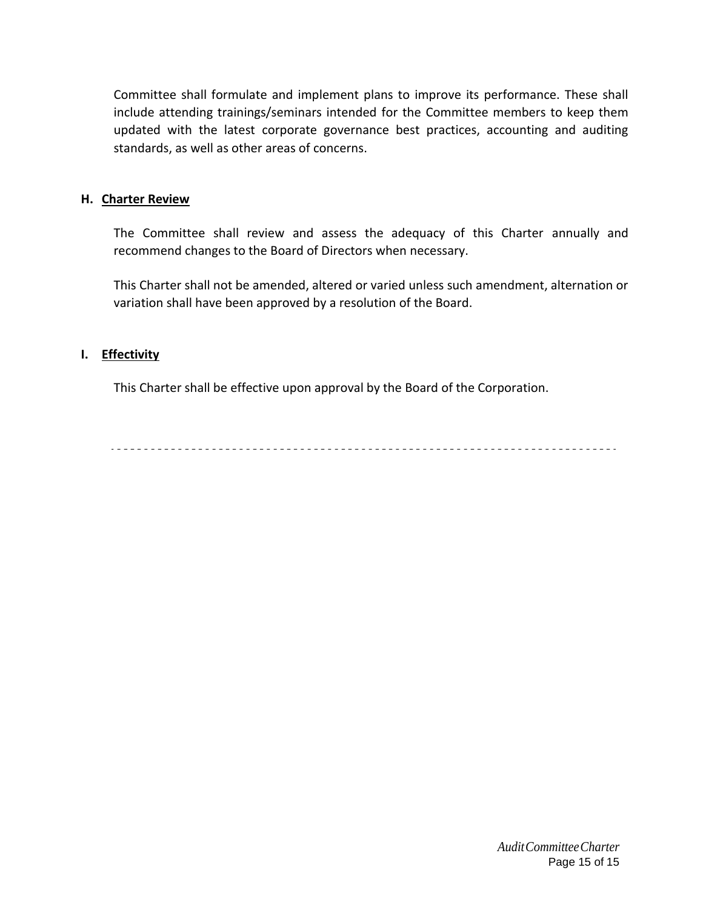Committee shall formulate and implement plans to improve its performance. These shall include attending trainings/seminars intended for the Committee members to keep them updated with the latest corporate governance best practices, accounting and auditing standards, as well as other areas of concerns.

### H. <u>Charter Review</u>

The Committee shall review and assess the adequacy of this Charter annually and recommend changes to the Board of Directors when necessary.

This Charter shall not be amended, altered or varied unless such amendment, alternation or variation shall have been approved by a resolution of the Board.

### I. <u>Effectivity</u>

This Charter shall be effective upon approval by the Board of the Corporation.

---